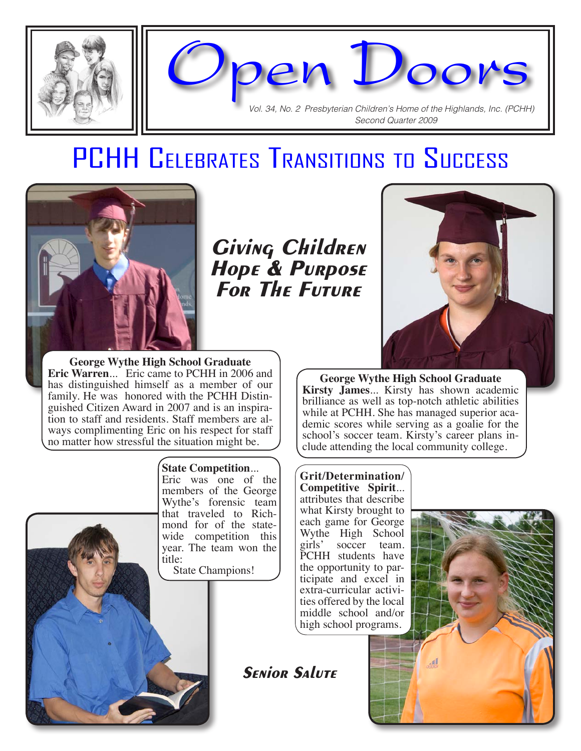# Open Doors

*Vol. 34, No. 2 Presbyterian Children's Home of the Highlands, Inc. (PCHH)*
*Second Quarter 2009*

# PCHH Celebrates Transitions to Success

## *Giving Children Hope & Purpose For The Future*

**George Wythe High School Graduate**
**Eric Warren**... Eric came to PCHH in 2006 and has distinguished himself as a member of our family. He was honored with the PCHH Distinguished Citizen Award in 2007 and is an inspiration to staff and residents. Staff members are always complimenting Eric on his respect for staff no matter how stressful the situation might be.

**State Competition**... Eric was one of the members of the George Wythe's forensic team that traveled to Richmond for of the statewide competition this year. The team won the title:
State Champions!

**George Wythe High School Graduate**
**Kirsty James**... Kirsty has shown academic brilliance as well as top-notch athletic abilities while at PCHH. She has managed superior academic scores while serving as a goalie for the school's soccer team. Kirsty's career plans include attending the local community college.

**Grit/Determination/ Competitive Spirit**... attributes that describe what Kirsty brought to each game for George Wythe High School girls' soccer team. PCHH students have the opportunity to participate and excel in extra-curricular activities offered by the local middle school and/or high school programs.

## *Senior Salute*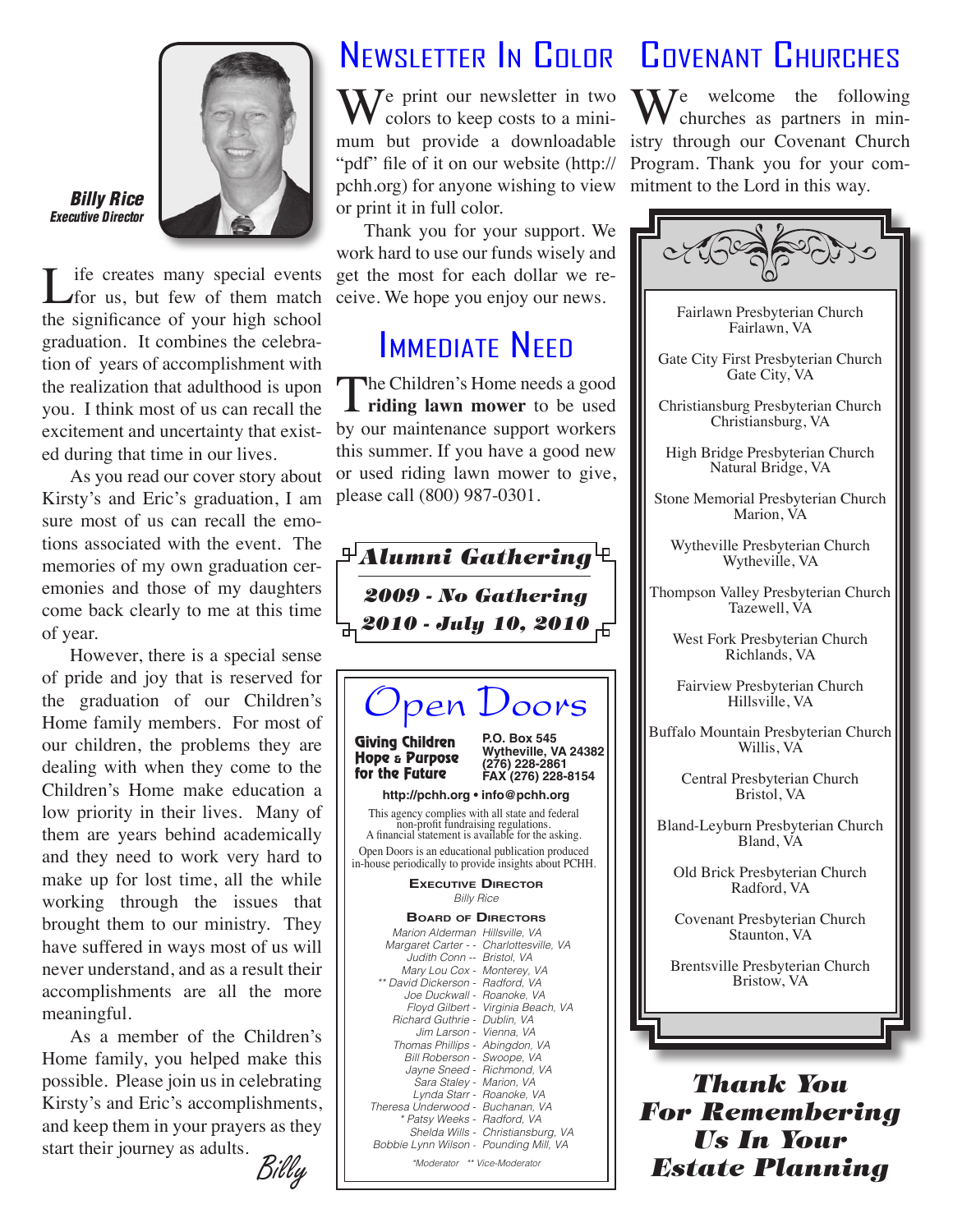**Billy Rice**
*Executive Director*

Life creates many special events for us, but few of them match the significance of your high school graduation. It combines the celebration of years of accomplishment with the realization that adulthood is upon you. I think most of us can recall the excitement and uncertainty that existed during that time in our lives.

As you read our cover story about Kirsty's and Eric's graduation, I am sure most of us can recall the emotions associated with the event. The memories of my own graduation ceremonies and those of my daughters come back clearly to me at this time of year.

However, there is a special sense of pride and joy that is reserved for the graduation of our Children's Home family members. For most of our children, the problems they are dealing with when they come to the Children's Home make education a low priority in their lives. Many of them are years behind academically and they need to work very hard to make up for lost time, all the while working through the issues that brought them to our ministry. They have suffered in ways most of us will never understand, and as a result their accomplishments are all the more meaningful.

As a member of the Children's Home family, you helped make this possible. Please join us in celebrating Kirsty's and Eric's accomplishments, and keep them in your prayers as they start their journey as adults.

*Billy*

# Newsletter In Color

We print our newsletter in two colors to keep costs to a minimum but provide a downloadable "pdf" file of it on our website (http://pchh.org) for anyone wishing to view or print it in full color.

Thank you for your support. We work hard to use our funds wisely and get the most for each dollar we receive. We hope you enjoy our news.

# Immediate Need

The Children's Home needs a good **riding lawn mower** to be used by our maintenance support workers this summer. If you have a good new or used riding lawn mower to give, please call (800) 987-0301.

**Alumni Gathering**

**2009 - No Gathering**

**2010 - July 10, 2010**

# Open Doors

**Giving Children Hope & Purpose for the Future**

**P.O. Box 545**
**Wytheville, VA 24382**
**(276) 228-2861**
**FAX (276) 228-8154**

**http://pchh.org • info@pchh.org**

This agency complies with all state and federal non-profit fundraising regulations. A financial statement is available for the asking.

Open Doors is an educational publication produced in-house periodically to provide insights about PCHH.

**Executive Director**
*Billy Rice*

**Board of Directors**
*Marion Alderman Hillsville, VA*
*Margaret Carter - - Charlottesville, VA*
*Judith Conn -- Bristol, VA*
*Mary Lou Cox - Monterey, VA*
*** David Dickerson - Radford, VA*
*Joe Duckwall - Roanoke, VA*
*Floyd Gilbert - Virginia Beach, VA*
*Richard Guthrie - Dublin, VA*
*Jim Larson - Vienna, VA*
*Thomas Phillips - Abingdon, VA*
*Bill Roberson - Swoope, VA*
*Jayne Sneed - Richmond, VA*
*Sara Staley - Marion, VA*
*Lynda Starr - Roanoke, VA*
*Theresa Underwood - Buchanan, VA*
** Patsy Weeks - Radford, VA*
*Shelda Wills - Christiansburg, VA*
*Bobbie Lynn Wilson - Pounding Mill, VA*

**Moderator  ** Vice-Moderator*

# Covenant Churches

We welcome the following churches as partners in ministry through our Covenant Church Program. Thank you for your commitment to the Lord in this way.

Fairlawn Presbyterian Church
Fairlawn, VA

Gate City First Presbyterian Church
Gate City, VA

Christiansburg Presbyterian Church
Christiansburg, VA

High Bridge Presbyterian Church
Natural Bridge, VA

Stone Memorial Presbyterian Church
Marion, VA

Wytheville Presbyterian Church
Wytheville, VA

Thompson Valley Presbyterian Church
Tazewell, VA

West Fork Presbyterian Church
Richlands, VA

Fairview Presbyterian Church
Hillsville, VA

Buffalo Mountain Presbyterian Church
Willis, VA

Central Presbyterian Church
Bristol, VA

Bland-Leyburn Presbyterian Church
Bland, VA

Old Brick Presbyterian Church
Radford, VA

Covenant Presbyterian Church
Staunton, VA

Brentsville Presbyterian Church
Bristow, VA

**Thank You For Remembering Us In Your Estate Planning**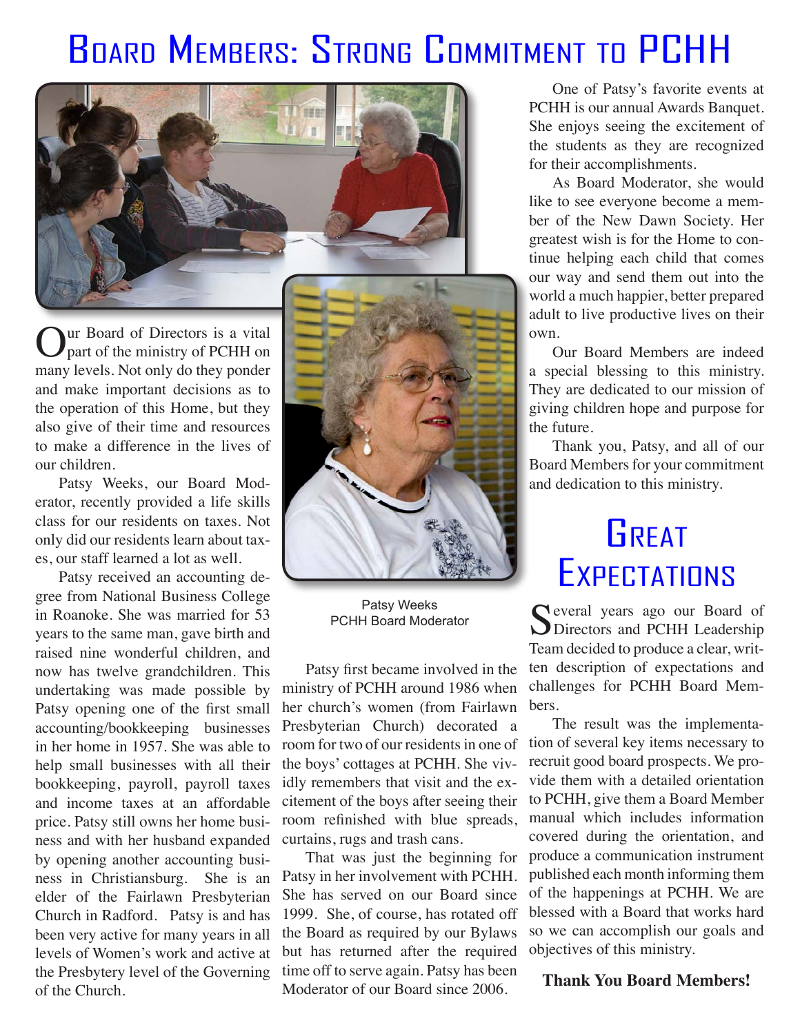# Board Members: Strong Commitment to PCHH

Our Board of Directors is a vital part of the ministry of PCHH on many levels. Not only do they ponder and make important decisions as to the operation of this Home, but they also give of their time and resources to make a difference in the lives of our children.

Patsy Weeks, our Board Moderator, recently provided a life skills class for our residents on taxes. Not only did our residents learn about taxes, our staff learned a lot as well.

Patsy received an accounting degree from National Business College in Roanoke. She was married for 53 years to the same man, gave birth and raised nine wonderful children, and now has twelve grandchildren. This undertaking was made possible by Patsy opening one of the first small accounting/bookkeeping businesses in her home in 1957. She was able to help small businesses with all their bookkeeping, payroll, payroll taxes and income taxes at an affordable price. Patsy still owns her home business and with her husband expanded by opening another accounting business in Christiansburg. She is an elder of the Fairlawn Presbyterian Church in Radford. Patsy is and has been very active for many years in all levels of Women's work and active at the Presbytery level of the Governing of the Church.

Patsy Weeks
PCHH Board Moderator

Patsy first became involved in the ministry of PCHH around 1986 when her church's women (from Fairlawn Presbyterian Church) decorated a room for two of our residents in one of the boys' cottages at PCHH. She vividly remembers that visit and the excitement of the boys after seeing their room refinished with blue spreads, curtains, rugs and trash cans.

That was just the beginning for Patsy in her involvement with PCHH. She has served on our Board since 1999. She, of course, has rotated off the Board as required by our Bylaws but has returned after the required time off to serve again. Patsy has been Moderator of our Board since 2006.

One of Patsy's favorite events at PCHH is our annual Awards Banquet. She enjoys seeing the excitement of the students as they are recognized for their accomplishments.

As Board Moderator, she would like to see everyone become a member of the New Dawn Society. Her greatest wish is for the Home to continue helping each child that comes our way and send them out into the world a much happier, better prepared adult to live productive lives on their own.

Our Board Members are indeed a special blessing to this ministry. They are dedicated to our mission of giving children hope and purpose for the future.

Thank you, Patsy, and all of our Board Members for your commitment and dedication to this ministry.

# Great Expectations

Several years ago our Board of Directors and PCHH Leadership Team decided to produce a clear, written description of expectations and challenges for PCHH Board Members.

The result was the implementation of several key items necessary to recruit good board prospects. We provide them with a detailed orientation to PCHH, give them a Board Member manual which includes information covered during the orientation, and produce a communication instrument published each month informing them of the happenings at PCHH. We are blessed with a Board that works hard so we can accomplish our goals and objectives of this ministry.

**Thank You Board Members!**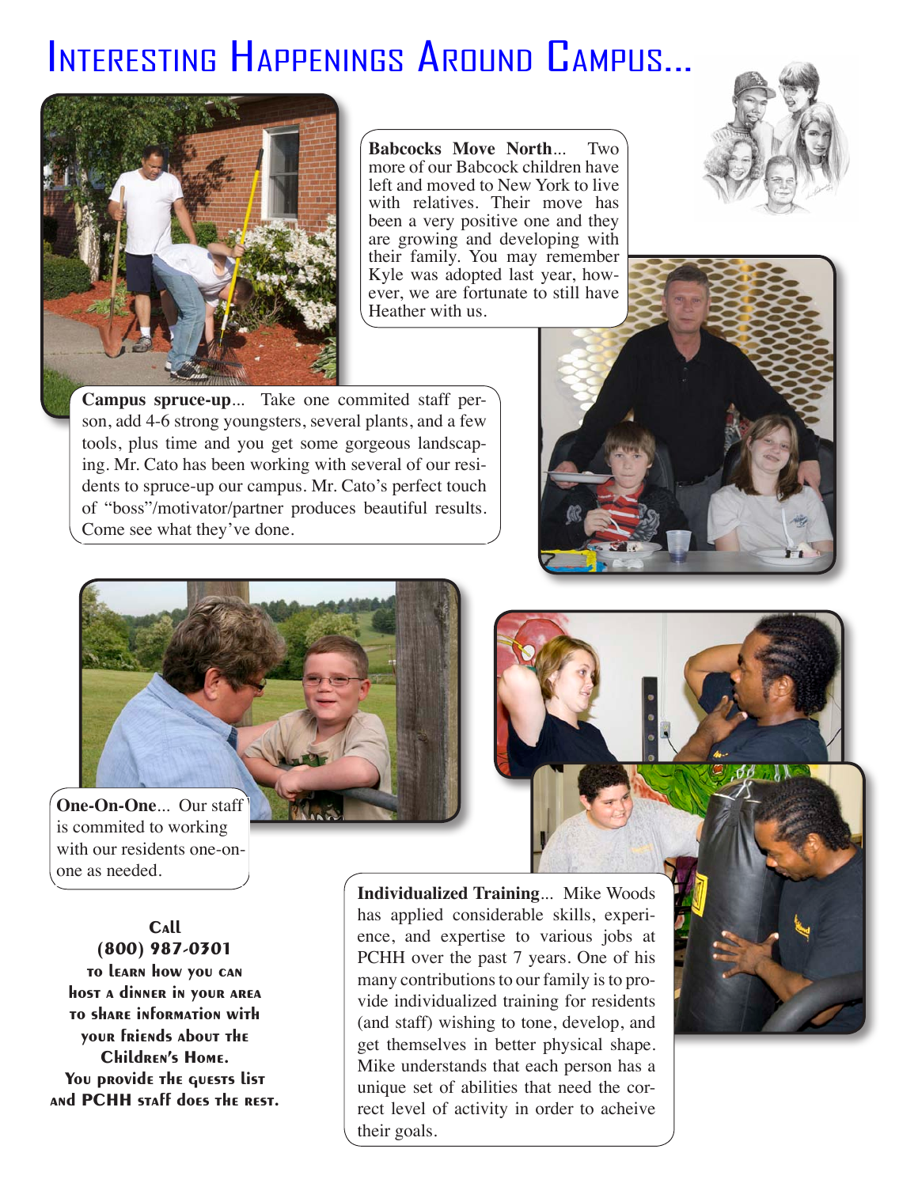# Interesting Happenings Around Campus...

**Babcocks Move North**... Two more of our Babcock children have left and moved to New York to live with relatives. Their move has been a very positive one and they are growing and developing with their family. You may remember Kyle was adopted last year, however, we are fortunate to still have Heather with us.

**Campus spruce-up**... Take one commited staff person, add 4-6 strong youngsters, several plants, and a few tools, plus time and you get some gorgeous landscaping. Mr. Cato has been working with several of our residents to spruce-up our campus. Mr. Cato's perfect touch of "boss"/motivator/partner produces beautiful results. Come see what they've done.

**One-On-One**... Our staff is commited to working with our residents one-on-one as needed.

**Individualized Training**... Mike Woods has applied considerable skills, experience, and expertise to various jobs at PCHH over the past 7 years. One of his many contributions to our family is to provide individualized training for residents (and staff) wishing to tone, develop, and get themselves in better physical shape. Mike understands that each person has a unique set of abilities that need the correct level of activity in order to acheive their goals.

**Call**
**(800) 987-0301**
**to learn how you can host a dinner in your area to share information with your friends about the Children's Home. You provide the guests list and PCHH staff does the rest.**